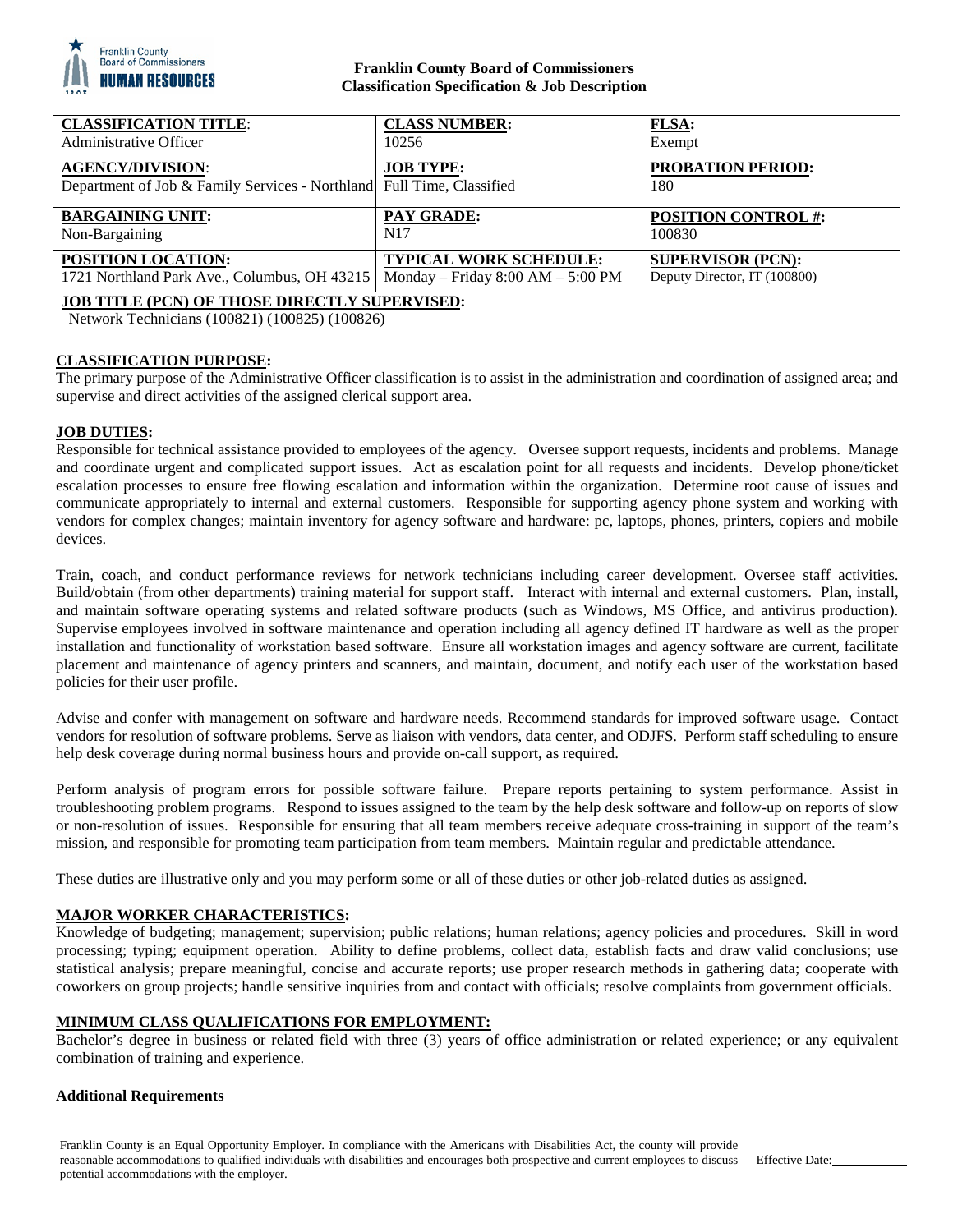**Franklin County Board of Commissioners**
**Classification Specification & Job Description**

| | | |
|---|---|---|
| **CLASSIFICATION TITLE**: Administrative Officer | **CLASS NUMBER:** 10256 | **FLSA:** Exempt |
| **AGENCY/DIVISION**: Department of Job & Family Services - Northland | **JOB TYPE:** Full Time, Classified | **PROBATION PERIOD:** 180 |
| **BARGAINING UNIT:** Non-Bargaining | **PAY GRADE:** N17 | **POSITION CONTROL #:** 100830 |
| **POSITION LOCATION:** 1721 Northland Park Ave., Columbus, OH 43215 | **TYPICAL WORK SCHEDULE:** Monday – Friday 8:00 AM – 5:00 PM | **SUPERVISOR (PCN):** Deputy Director, IT (100800) |
| **JOB TITLE (PCN) OF THOSE DIRECTLY SUPERVISED:** Network Technicians (100821) (100825) (100826) | | |

## CLASSIFICATION PURPOSE:

The primary purpose of the Administrative Officer classification is to assist in the administration and coordination of assigned area; and supervise and direct activities of the assigned clerical support area.

## JOB DUTIES:

Responsible for technical assistance provided to employees of the agency. Oversee support requests, incidents and problems. Manage and coordinate urgent and complicated support issues. Act as escalation point for all requests and incidents. Develop phone/ticket escalation processes to ensure free flowing escalation and information within the organization. Determine root cause of issues and communicate appropriately to internal and external customers. Responsible for supporting agency phone system and working with vendors for complex changes; maintain inventory for agency software and hardware: pc, laptops, phones, printers, copiers and mobile devices.

Train, coach, and conduct performance reviews for network technicians including career development. Oversee staff activities. Build/obtain (from other departments) training material for support staff. Interact with internal and external customers. Plan, install, and maintain software operating systems and related software products (such as Windows, MS Office, and antivirus production). Supervise employees involved in software maintenance and operation including all agency defined IT hardware as well as the proper installation and functionality of workstation based software. Ensure all workstation images and agency software are current, facilitate placement and maintenance of agency printers and scanners, and maintain, document, and notify each user of the workstation based policies for their user profile.

Advise and confer with management on software and hardware needs. Recommend standards for improved software usage. Contact vendors for resolution of software problems. Serve as liaison with vendors, data center, and ODJFS. Perform staff scheduling to ensure help desk coverage during normal business hours and provide on-call support, as required.

Perform analysis of program errors for possible software failure. Prepare reports pertaining to system performance. Assist in troubleshooting problem programs. Respond to issues assigned to the team by the help desk software and follow-up on reports of slow or non-resolution of issues. Responsible for ensuring that all team members receive adequate cross-training in support of the team's mission, and responsible for promoting team participation from team members. Maintain regular and predictable attendance.

These duties are illustrative only and you may perform some or all of these duties or other job-related duties as assigned.

## MAJOR WORKER CHARACTERISTICS:

Knowledge of budgeting; management; supervision; public relations; human relations; agency policies and procedures. Skill in word processing; typing; equipment operation. Ability to define problems, collect data, establish facts and draw valid conclusions; use statistical analysis; prepare meaningful, concise and accurate reports; use proper research methods in gathering data; cooperate with coworkers on group projects; handle sensitive inquiries from and contact with officials; resolve complaints from government officials.

## MINIMUM CLASS QUALIFICATIONS FOR EMPLOYMENT:

Bachelor's degree in business or related field with three (3) years of office administration or related experience; or any equivalent combination of training and experience.

**Additional Requirements**

Franklin County is an Equal Opportunity Employer. In compliance with the Americans with Disabilities Act, the county will provide reasonable accommodations to qualified individuals with disabilities and encourages both prospective and current employees to discuss potential accommodations with the employer.

Effective Date:___________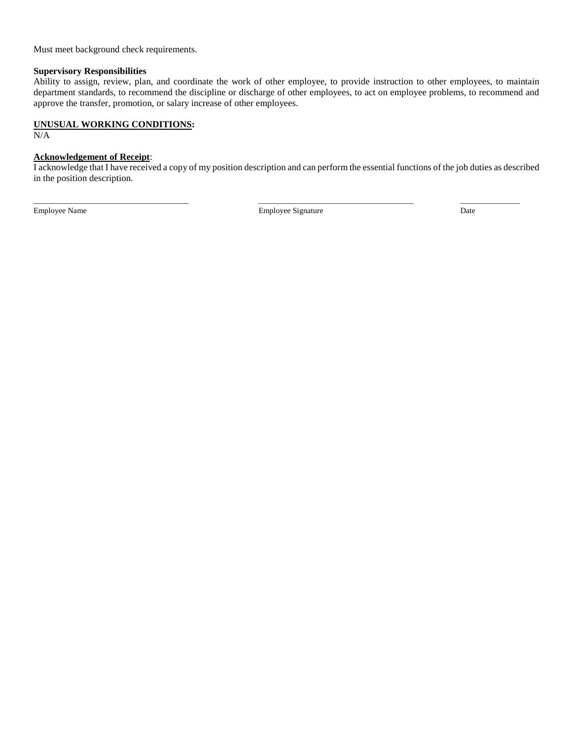Must meet background check requirements.

**Supervisory Responsibilities**

Ability to assign, review, plan, and coordinate the work of other employee, to provide instruction to other employees, to maintain department standards, to recommend the discipline or discharge of other employees, to act on employee problems, to recommend and approve the transfer, promotion, or salary increase of other employees.

**UNUSUAL WORKING CONDITIONS:**

N/A

**Acknowledgement of Receipt**:

I acknowledge that I have received a copy of my position description and can perform the essential functions of the job duties as described in the position description.

_____________________________________ _____________________________________ ______________

Employee Name Employee Signature Date